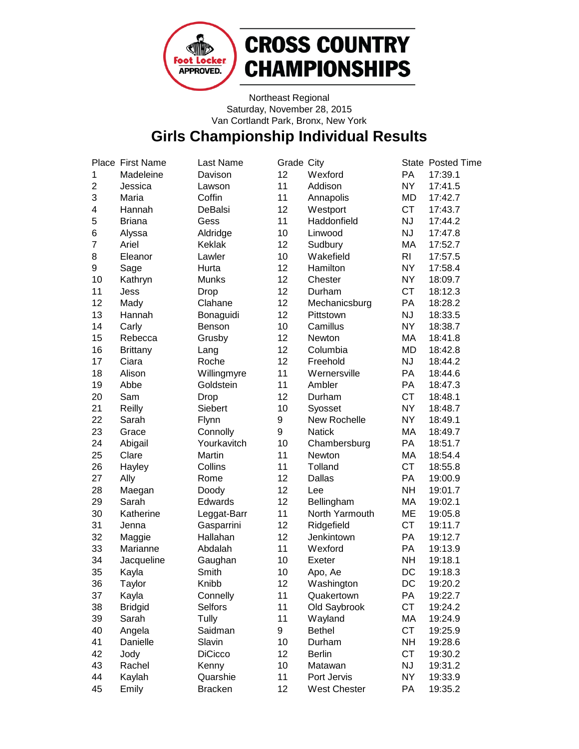# CROSS COUNTRY CHAMPIONSHIPS

Northeast Regional
Saturday, November 28, 2015
Van Cortlandt Park, Bronx, New York

## Girls Championship Individual Results

| Place | First Name | Last Name | Grade | City | State | Posted Time |
|---|---|---|---|---|---|---|
| 1 | Madeleine | Davison | 12 | Wexford | PA | 17:39.1 |
| 2 | Jessica | Lawson | 11 | Addison | NY | 17:41.5 |
| 3 | Maria | Coffin | 11 | Annapolis | MD | 17:42.7 |
| 4 | Hannah | DeBalsi | 12 | Westport | CT | 17:43.7 |
| 5 | Briana | Gess | 11 | Haddonfield | NJ | 17:44.2 |
| 6 | Alyssa | Aldridge | 10 | Linwood | NJ | 17:47.8 |
| 7 | Ariel | Keklak | 12 | Sudbury | MA | 17:52.7 |
| 8 | Eleanor | Lawler | 10 | Wakefield | RI | 17:57.5 |
| 9 | Sage | Hurta | 12 | Hamilton | NY | 17:58.4 |
| 10 | Kathryn | Munks | 12 | Chester | NY | 18:09.7 |
| 11 | Jess | Drop | 12 | Durham | CT | 18:12.3 |
| 12 | Mady | Clahane | 12 | Mechanicsburg | PA | 18:28.2 |
| 13 | Hannah | Bonaguidi | 12 | Pittstown | NJ | 18:33.5 |
| 14 | Carly | Benson | 10 | Camillus | NY | 18:38.7 |
| 15 | Rebecca | Grusby | 12 | Newton | MA | 18:41.8 |
| 16 | Brittany | Lang | 12 | Columbia | MD | 18:42.8 |
| 17 | Ciara | Roche | 12 | Freehold | NJ | 18:44.2 |
| 18 | Alison | Willingmyre | 11 | Wernersville | PA | 18:44.6 |
| 19 | Abbe | Goldstein | 11 | Ambler | PA | 18:47.3 |
| 20 | Sam | Drop | 12 | Durham | CT | 18:48.1 |
| 21 | Reilly | Siebert | 10 | Syosset | NY | 18:48.7 |
| 22 | Sarah | Flynn | 9 | New Rochelle | NY | 18:49.1 |
| 23 | Grace | Connolly | 9 | Natick | MA | 18:49.7 |
| 24 | Abigail | Yourkavitch | 10 | Chambersburg | PA | 18:51.7 |
| 25 | Clare | Martin | 11 | Newton | MA | 18:54.4 |
| 26 | Hayley | Collins | 11 | Tolland | CT | 18:55.8 |
| 27 | Ally | Rome | 12 | Dallas | PA | 19:00.9 |
| 28 | Maegan | Doody | 12 | Lee | NH | 19:01.7 |
| 29 | Sarah | Edwards | 12 | Bellingham | MA | 19:02.1 |
| 30 | Katherine | Leggat-Barr | 11 | North Yarmouth | ME | 19:05.8 |
| 31 | Jenna | Gasparrini | 12 | Ridgefield | CT | 19:11.7 |
| 32 | Maggie | Hallahan | 12 | Jenkintown | PA | 19:12.7 |
| 33 | Marianne | Abdalah | 11 | Wexford | PA | 19:13.9 |
| 34 | Jacqueline | Gaughan | 10 | Exeter | NH | 19:18.1 |
| 35 | Kayla | Smith | 10 | Apo, Ae | DC | 19:18.3 |
| 36 | Taylor | Knibb | 12 | Washington | DC | 19:20.2 |
| 37 | Kayla | Connelly | 11 | Quakertown | PA | 19:22.7 |
| 38 | Bridgid | Selfors | 11 | Old Saybrook | CT | 19:24.2 |
| 39 | Sarah | Tully | 11 | Wayland | MA | 19:24.9 |
| 40 | Angela | Saidman | 9 | Bethel | CT | 19:25.9 |
| 41 | Danielle | Slavin | 10 | Durham | NH | 19:28.6 |
| 42 | Jody | DiCicco | 12 | Berlin | CT | 19:30.2 |
| 43 | Rachel | Kenny | 10 | Matawan | NJ | 19:31.2 |
| 44 | Kaylah | Quarshie | 11 | Port Jervis | NY | 19:33.9 |
| 45 | Emily | Bracken | 12 | West Chester | PA | 19:35.2 |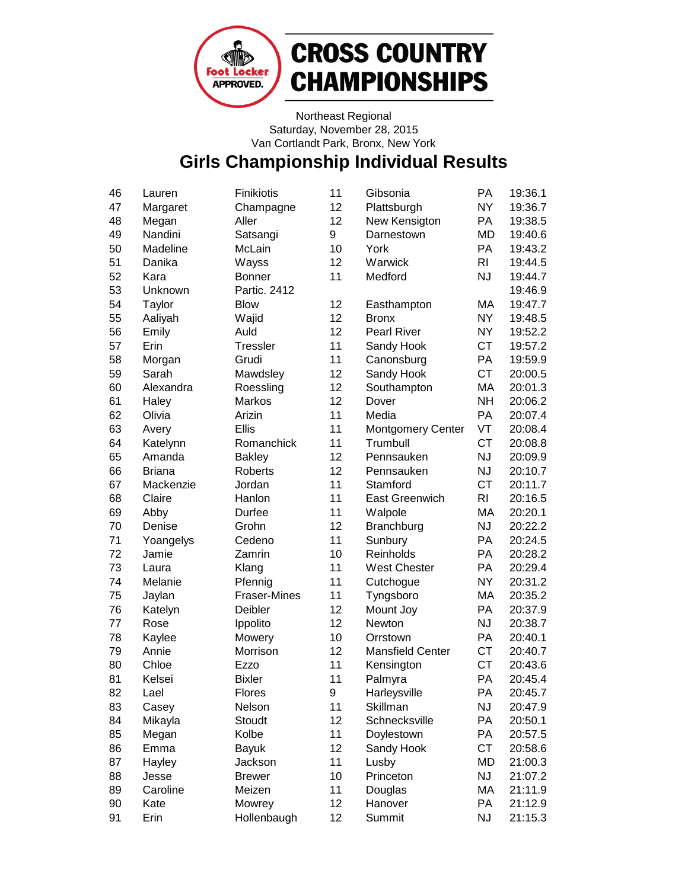# CROSS COUNTRY CHAMPIONSHIPS

Northeast Regional
Saturday, November 28, 2015
Van Cortlandt Park, Bronx, New York

## Girls Championship Individual Results

| | | | | | | |
|---|---|---|---|---|---|---|
| 46 | Lauren | Finikiotis | 11 | Gibsonia | PA | 19:36.1 |
| 47 | Margaret | Champagne | 12 | Plattsburgh | NY | 19:36.7 |
| 48 | Megan | Aller | 12 | New Kensigton | PA | 19:38.5 |
| 49 | Nandini | Satsangi | 9 | Darnestown | MD | 19:40.6 |
| 50 | Madeline | McLain | 10 | York | PA | 19:43.2 |
| 51 | Danika | Wayss | 12 | Warwick | RI | 19:44.5 |
| 52 | Kara | Bonner | 11 | Medford | NJ | 19:44.7 |
| 53 | Unknown | Partic. 2412 | | | | 19:46.9 |
| 54 | Taylor | Blow | 12 | Easthampton | MA | 19:47.7 |
| 55 | Aaliyah | Wajid | 12 | Bronx | NY | 19:48.5 |
| 56 | Emily | Auld | 12 | Pearl River | NY | 19:52.2 |
| 57 | Erin | Tressler | 11 | Sandy Hook | CT | 19:57.2 |
| 58 | Morgan | Grudi | 11 | Canonsburg | PA | 19:59.9 |
| 59 | Sarah | Mawdsley | 12 | Sandy Hook | CT | 20:00.5 |
| 60 | Alexandra | Roessling | 12 | Southampton | MA | 20:01.3 |
| 61 | Haley | Markos | 12 | Dover | NH | 20:06.2 |
| 62 | Olivia | Arizin | 11 | Media | PA | 20:07.4 |
| 63 | Avery | Ellis | 11 | Montgomery Center | VT | 20:08.4 |
| 64 | Katelynn | Romanchick | 11 | Trumbull | CT | 20:08.8 |
| 65 | Amanda | Bakley | 12 | Pennsauken | NJ | 20:09.9 |
| 66 | Briana | Roberts | 12 | Pennsauken | NJ | 20:10.7 |
| 67 | Mackenzie | Jordan | 11 | Stamford | CT | 20:11.7 |
| 68 | Claire | Hanlon | 11 | East Greenwich | RI | 20:16.5 |
| 69 | Abby | Durfee | 11 | Walpole | MA | 20:20.1 |
| 70 | Denise | Grohn | 12 | Branchburg | NJ | 20:22.2 |
| 71 | Yoangelys | Cedeno | 11 | Sunbury | PA | 20:24.5 |
| 72 | Jamie | Zamrin | 10 | Reinholds | PA | 20:28.2 |
| 73 | Laura | Klang | 11 | West Chester | PA | 20:29.4 |
| 74 | Melanie | Pfennig | 11 | Cutchogue | NY | 20:31.2 |
| 75 | Jaylan | Fraser-Mines | 11 | Tyngsboro | MA | 20:35.2 |
| 76 | Katelyn | Deibler | 12 | Mount Joy | PA | 20:37.9 |
| 77 | Rose | Ippolito | 12 | Newton | NJ | 20:38.7 |
| 78 | Kaylee | Mowery | 10 | Orrstown | PA | 20:40.1 |
| 79 | Annie | Morrison | 12 | Mansfield Center | CT | 20:40.7 |
| 80 | Chloe | Ezzo | 11 | Kensington | CT | 20:43.6 |
| 81 | Kelsei | Bixler | 11 | Palmyra | PA | 20:45.4 |
| 82 | Lael | Flores | 9 | Harleysville | PA | 20:45.7 |
| 83 | Casey | Nelson | 11 | Skillman | NJ | 20:47.9 |
| 84 | Mikayla | Stoudt | 12 | Schnecksville | PA | 20:50.1 |
| 85 | Megan | Kolbe | 11 | Doylestown | PA | 20:57.5 |
| 86 | Emma | Bayuk | 12 | Sandy Hook | CT | 20:58.6 |
| 87 | Hayley | Jackson | 11 | Lusby | MD | 21:00.3 |
| 88 | Jesse | Brewer | 10 | Princeton | NJ | 21:07.2 |
| 89 | Caroline | Meizen | 11 | Douglas | MA | 21:11.9 |
| 90 | Kate | Mowrey | 12 | Hanover | PA | 21:12.9 |
| 91 | Erin | Hollenbaugh | 12 | Summit | NJ | 21:15.3 |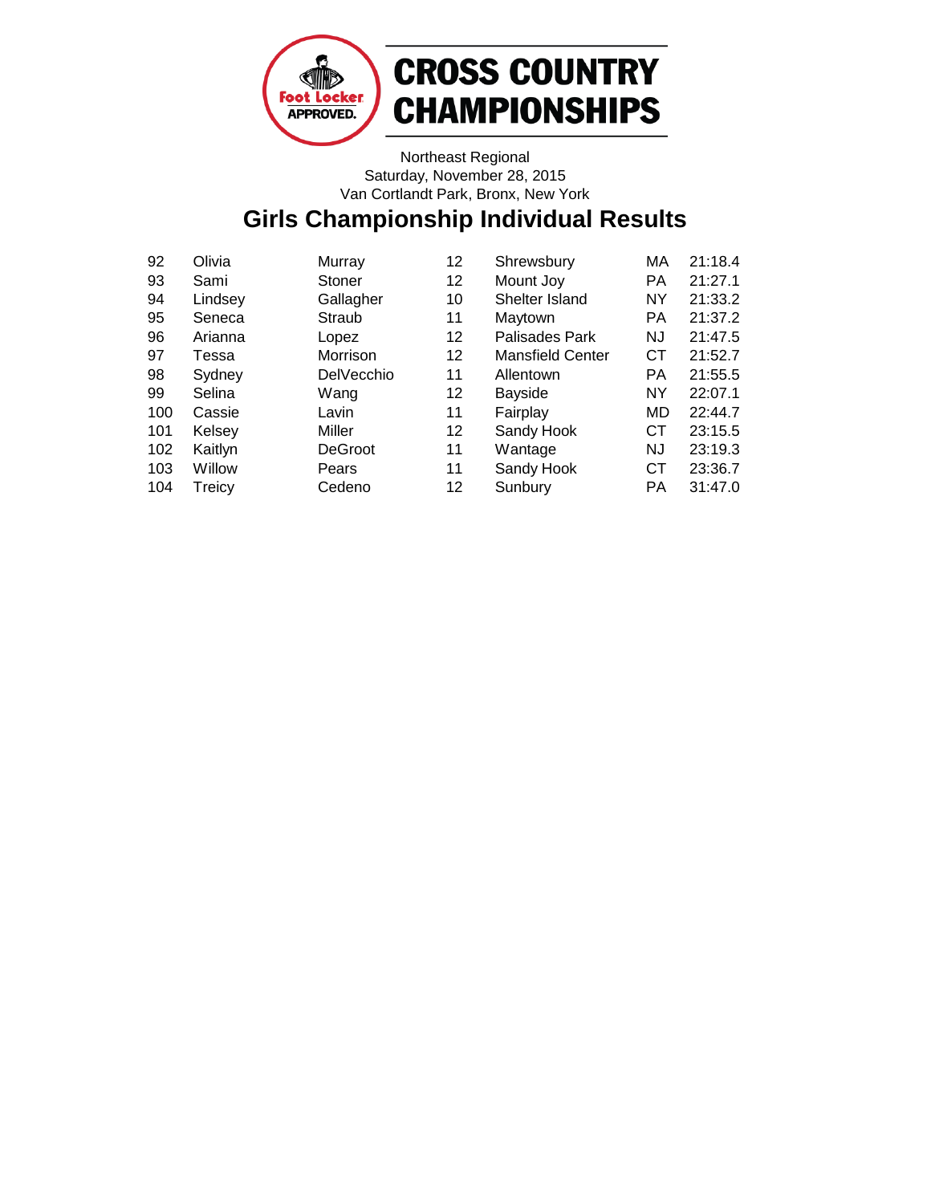CROSS COUNTRY CHAMPIONSHIPS

Northeast Regional
Saturday, November 28, 2015
Van Cortlandt Park, Bronx, New York

# Girls Championship Individual Results

| | | | | | | |
|---|---|---|---|---|---|---|
| 92 | Olivia | Murray | 12 | Shrewsbury | MA | 21:18.4 |
| 93 | Sami | Stoner | 12 | Mount Joy | PA | 21:27.1 |
| 94 | Lindsey | Gallagher | 10 | Shelter Island | NY | 21:33.2 |
| 95 | Seneca | Straub | 11 | Maytown | PA | 21:37.2 |
| 96 | Arianna | Lopez | 12 | Palisades Park | NJ | 21:47.5 |
| 97 | Tessa | Morrison | 12 | Mansfield Center | CT | 21:52.7 |
| 98 | Sydney | DelVecchio | 11 | Allentown | PA | 21:55.5 |
| 99 | Selina | Wang | 12 | Bayside | NY | 22:07.1 |
| 100 | Cassie | Lavin | 11 | Fairplay | MD | 22:44.7 |
| 101 | Kelsey | Miller | 12 | Sandy Hook | CT | 23:15.5 |
| 102 | Kaitlyn | DeGroot | 11 | Wantage | NJ | 23:19.3 |
| 103 | Willow | Pears | 11 | Sandy Hook | CT | 23:36.7 |
| 104 | Treicy | Cedeno | 12 | Sunbury | PA | 31:47.0 |